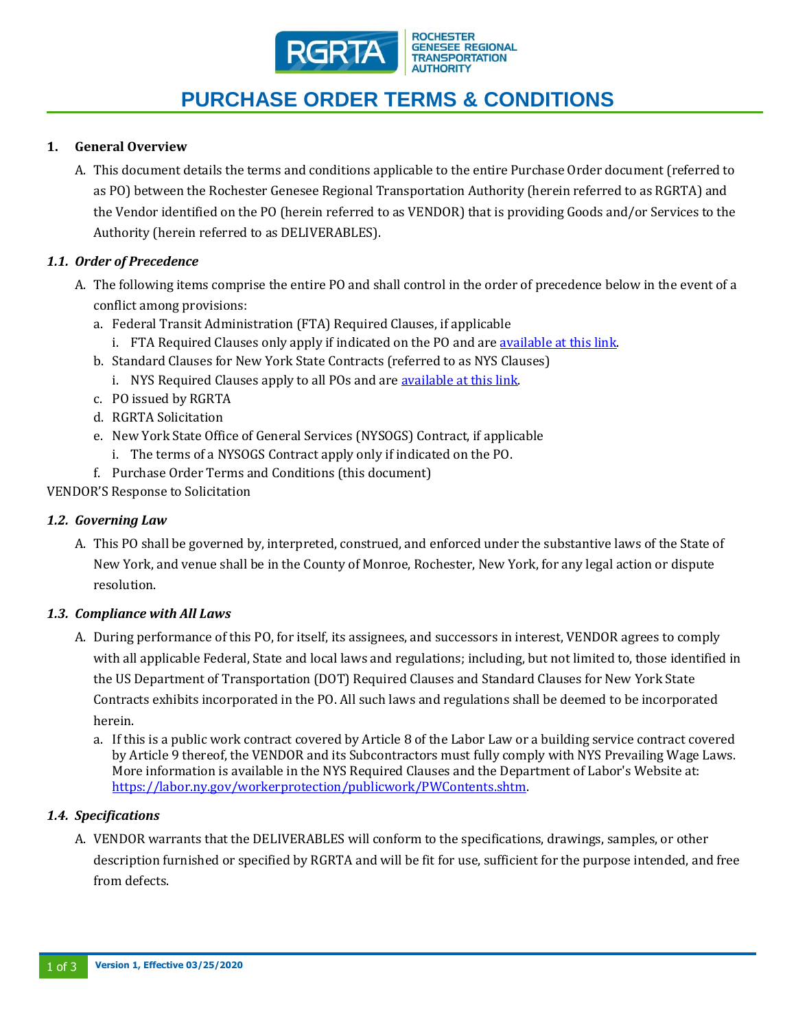# PURCHASE ORDER TERMS & CONDITIONS

## 1. General Overview

A. This document details the terms and conditions applicable to the entire Purchase Order document (referred to as PO) between the Rochester Genesee Regional Transportation Authority (herein referred to as RGRTA) and the Vendor identified on the PO (herein referred to as VENDOR) that is providing Goods and/or Services to the Authority (herein referred to as DELIVERABLES).

### *1.1. Order of Precedence*

A. The following items comprise the entire PO and shall control in the order of precedence below in the event of a conflict among provisions:

a. Federal Transit Administration (FTA) Required Clauses, if applicable
   i. FTA Required Clauses only apply if indicated on the PO and are available at this link.

b. Standard Clauses for New York State Contracts (referred to as NYS Clauses)
   i. NYS Required Clauses apply to all POs and are available at this link.

c. PO issued by RGRTA

d. RGRTA Solicitation

e. New York State Office of General Services (NYSOGS) Contract, if applicable
   i. The terms of a NYSOGS Contract apply only if indicated on the PO.

f. Purchase Order Terms and Conditions (this document)

VENDOR'S Response to Solicitation

### *1.2. Governing Law*

A. This PO shall be governed by, interpreted, construed, and enforced under the substantive laws of the State of New York, and venue shall be in the County of Monroe, Rochester, New York, for any legal action or dispute resolution.

### *1.3. Compliance with All Laws*

A. During performance of this PO, for itself, its assignees, and successors in interest, VENDOR agrees to comply with all applicable Federal, State and local laws and regulations; including, but not limited to, those identified in the US Department of Transportation (DOT) Required Clauses and Standard Clauses for New York State Contracts exhibits incorporated in the PO. All such laws and regulations shall be deemed to be incorporated herein.

a. If this is a public work contract covered by Article 8 of the Labor Law or a building service contract covered by Article 9 thereof, the VENDOR and its Subcontractors must fully comply with NYS Prevailing Wage Laws. More information is available in the NYS Required Clauses and the Department of Labor's Website at: https://labor.ny.gov/workerprotection/publicwork/PWContents.shtm.

### *1.4. Specifications*

A. VENDOR warrants that the DELIVERABLES will conform to the specifications, drawings, samples, or other description furnished or specified by RGRTA and will be fit for use, sufficient for the purpose intended, and free from defects.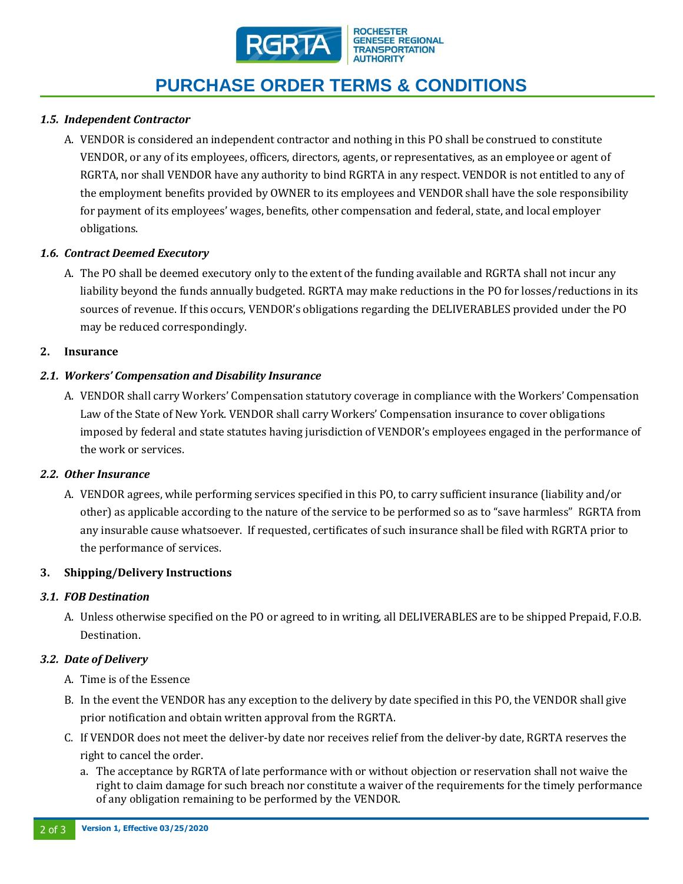### *1.5. Independent Contractor*

A. VENDOR is considered an independent contractor and nothing in this PO shall be construed to constitute VENDOR, or any of its employees, officers, directors, agents, or representatives, as an employee or agent of RGRTA, nor shall VENDOR have any authority to bind RGRTA in any respect. VENDOR is not entitled to any of the employment benefits provided by OWNER to its employees and VENDOR shall have the sole responsibility for payment of its employees' wages, benefits, other compensation and federal, state, and local employer obligations.

### *1.6. Contract Deemed Executory*

A. The PO shall be deemed executory only to the extent of the funding available and RGRTA shall not incur any liability beyond the funds annually budgeted. RGRTA may make reductions in the PO for losses/reductions in its sources of revenue. If this occurs, VENDOR's obligations regarding the DELIVERABLES provided under the PO may be reduced correspondingly.

## 2. Insurance

### *2.1. Workers' Compensation and Disability Insurance*

A. VENDOR shall carry Workers' Compensation statutory coverage in compliance with the Workers' Compensation Law of the State of New York. VENDOR shall carry Workers' Compensation insurance to cover obligations imposed by federal and state statutes having jurisdiction of VENDOR's employees engaged in the performance of the work or services.

### *2.2. Other Insurance*

A. VENDOR agrees, while performing services specified in this PO, to carry sufficient insurance (liability and/or other) as applicable according to the nature of the service to be performed so as to "save harmless" RGRTA from any insurable cause whatsoever. If requested, certificates of such insurance shall be filed with RGRTA prior to the performance of services.

## 3. Shipping/Delivery Instructions

### *3.1. FOB Destination*

A. Unless otherwise specified on the PO or agreed to in writing, all DELIVERABLES are to be shipped Prepaid, F.O.B. Destination.

### *3.2. Date of Delivery*

A. Time is of the Essence

B. In the event the VENDOR has any exception to the delivery by date specified in this PO, the VENDOR shall give prior notification and obtain written approval from the RGRTA.

C. If VENDOR does not meet the deliver-by date nor receives relief from the deliver-by date, RGRTA reserves the right to cancel the order.

   a. The acceptance by RGRTA of late performance with or without objection or reservation shall not waive the right to claim damage for such breach nor constitute a waiver of the requirements for the timely performance of any obligation remaining to be performed by the VENDOR.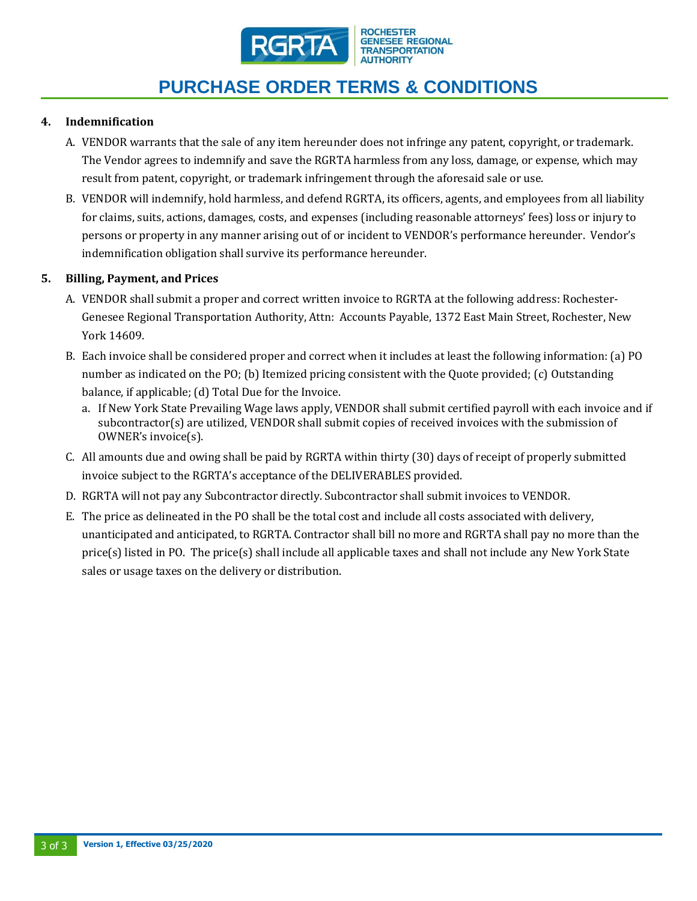# PURCHASE ORDER TERMS & CONDITIONS

**4. Indemnification**

A. VENDOR warrants that the sale of any item hereunder does not infringe any patent, copyright, or trademark. The Vendor agrees to indemnify and save the RGRTA harmless from any loss, damage, or expense, which may result from patent, copyright, or trademark infringement through the aforesaid sale or use.

B. VENDOR will indemnify, hold harmless, and defend RGRTA, its officers, agents, and employees from all liability for claims, suits, actions, damages, costs, and expenses (including reasonable attorneys' fees) loss or injury to persons or property in any manner arising out of or incident to VENDOR's performance hereunder. Vendor's indemnification obligation shall survive its performance hereunder.

**5. Billing, Payment, and Prices**

A. VENDOR shall submit a proper and correct written invoice to RGRTA at the following address: Rochester-Genesee Regional Transportation Authority, Attn: Accounts Payable, 1372 East Main Street, Rochester, New York 14609.

B. Each invoice shall be considered proper and correct when it includes at least the following information: (a) PO number as indicated on the PO; (b) Itemized pricing consistent with the Quote provided; (c) Outstanding balance, if applicable; (d) Total Due for the Invoice.

   a. If New York State Prevailing Wage laws apply, VENDOR shall submit certified payroll with each invoice and if subcontractor(s) are utilized, VENDOR shall submit copies of received invoices with the submission of OWNER's invoice(s).

C. All amounts due and owing shall be paid by RGRTA within thirty (30) days of receipt of properly submitted invoice subject to the RGRTA's acceptance of the DELIVERABLES provided.

D. RGRTA will not pay any Subcontractor directly. Subcontractor shall submit invoices to VENDOR.

E. The price as delineated in the PO shall be the total cost and include all costs associated with delivery, unanticipated and anticipated, to RGRTA. Contractor shall bill no more and RGRTA shall pay no more than the price(s) listed in PO. The price(s) shall include all applicable taxes and shall not include any New York State sales or usage taxes on the delivery or distribution.